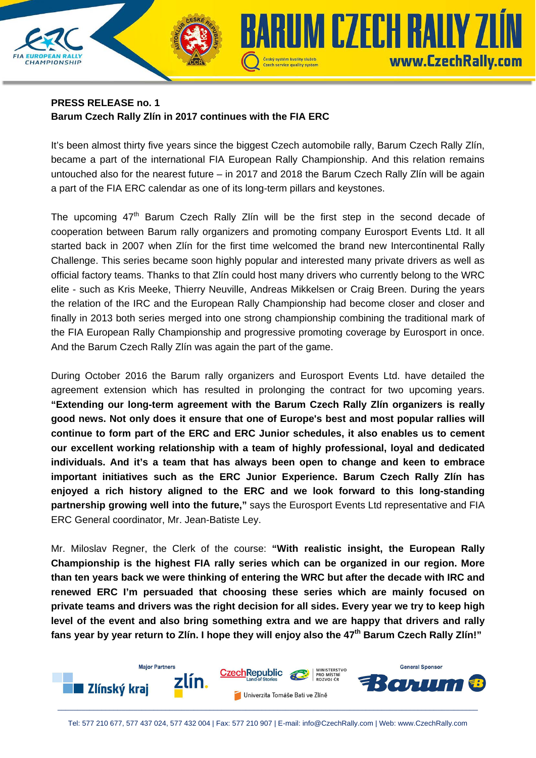**PRESS RELEASE no. 1**
**Barum Czech Rally Zlín in 2017 continues with the FIA ERC**

It's been almost thirty five years since the biggest Czech automobile rally, Barum Czech Rally Zlín, became a part of the international FIA European Rally Championship. And this relation remains untouched also for the nearest future – in 2017 and 2018 the Barum Czech Rally Zlín will be again a part of the FIA ERC calendar as one of its long-term pillars and keystones.

The upcoming 47th Barum Czech Rally Zlín will be the first step in the second decade of cooperation between Barum rally organizers and promoting company Eurosport Events Ltd. It all started back in 2007 when Zlín for the first time welcomed the brand new Intercontinental Rally Challenge. This series became soon highly popular and interested many private drivers as well as official factory teams. Thanks to that Zlín could host many drivers who currently belong to the WRC elite - such as Kris Meeke, Thierry Neuville, Andreas Mikkelsen or Craig Breen. During the years the relation of the IRC and the European Rally Championship had become closer and closer and finally in 2013 both series merged into one strong championship combining the traditional mark of the FIA European Rally Championship and progressive promoting coverage by Eurosport in once. And the Barum Czech Rally Zlín was again the part of the game.

During October 2016 the Barum rally organizers and Eurosport Events Ltd. have detailed the agreement extension which has resulted in prolonging the contract for two upcoming years. **"Extending our long-term agreement with the Barum Czech Rally Zlín organizers is really good news. Not only does it ensure that one of Europe's best and most popular rallies will continue to form part of the ERC and ERC Junior schedules, it also enables us to cement our excellent working relationship with a team of highly professional, loyal and dedicated individuals. And it's a team that has always been open to change and keen to embrace important initiatives such as the ERC Junior Experience. Barum Czech Rally Zlín has enjoyed a rich history aligned to the ERC and we look forward to this long-standing partnership growing well into the future,"** says the Eurosport Events Ltd representative and FIA ERC General coordinator, Mr. Jean-Batiste Ley.

Mr. Miloslav Regner, the Clerk of the course: **"With realistic insight, the European Rally Championship is the highest FIA rally series which can be organized in our region. More than ten years back we were thinking of entering the WRC but after the decade with IRC and renewed ERC I'm persuaded that choosing these series which are mainly focused on private teams and drivers was the right decision for all sides. Every year we try to keep high level of the event and also bring something extra and we are happy that drivers and rally fans year by year return to Zlín. I hope they will enjoy also the 47th Barum Czech Rally Zlín!"**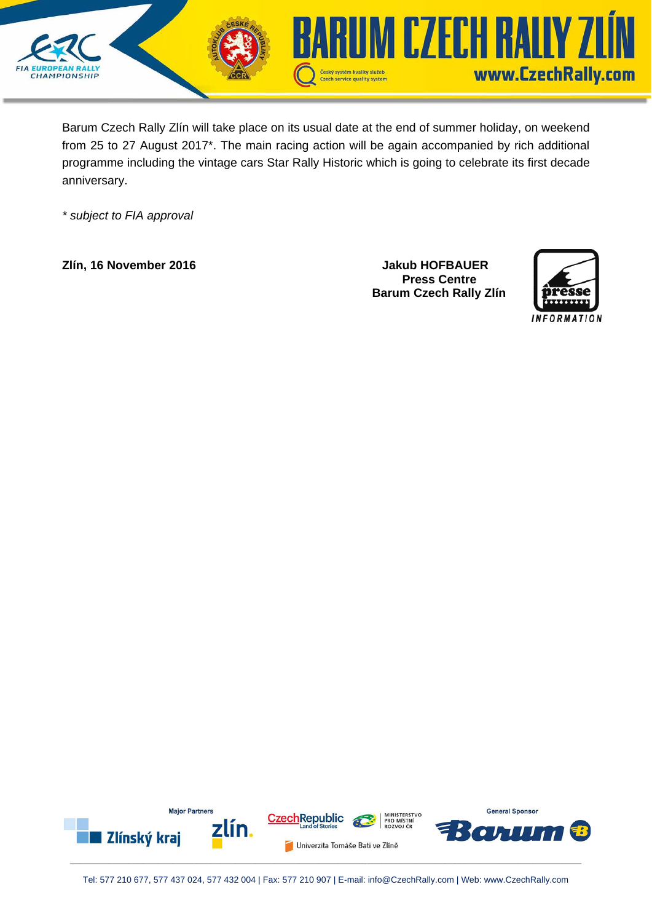Barum Czech Rally Zlín will take place on its usual date at the end of summer holiday, on weekend from 25 to 27 August 2017*. The main racing action will be again accompanied by rich additional programme including the vintage cars Star Rally Historic which is going to celebrate its first decade anniversary.

*\* subject to FIA approval*

**Zlín, 16 November 2016**

**Jakub HOFBAUER**
**Press Centre**
**Barum Czech Rally Zlín**